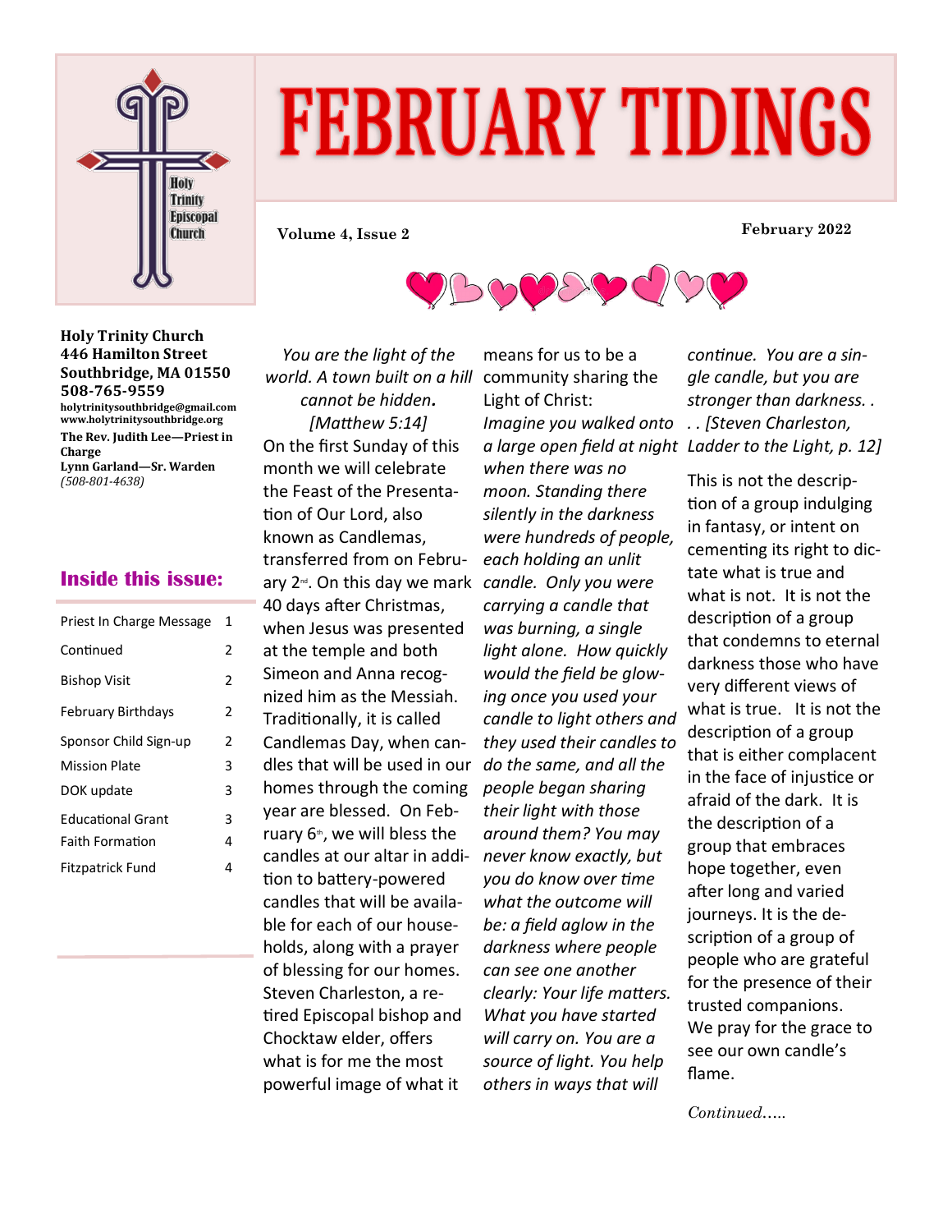# FEBRUARY TIDINGS

Volume 4, Issue 2

February 2022

**Holy Trinity Church**
**446 Hamilton Street**
**Southbridge, MA 01550**
**508-765-9559**
**holytrinitysouthbridge@gmail.com**
**www.holytrinitysouthbridge.org**
**The Rev. Judith Lee—Priest in Charge**
**Lynn Garland—Sr. Warden**
*(508-801-4638)*

## Inside this issue:

| | |
|---|---|
| Priest In Charge Message | 1 |
| Continued | 2 |
| Bishop Visit | 2 |
| February Birthdays | 2 |
| Sponsor Child Sign-up | 2 |
| Mission Plate | 3 |
| DOK update | 3 |
| Educational Grant | 3 |
| Faith Formation | 4 |
| Fitzpatrick Fund | 4 |

*You are the light of the world. A town built on a hill cannot be hidden.* *[Matthew 5:14]*

On the first Sunday of this month we will celebrate the Feast of the Presentation of Our Lord, also known as Candlemas, transferred from on February 2nd. On this day we mark 40 days after Christmas, when Jesus was presented at the temple and both Simeon and Anna recognized him as the Messiah. Traditionally, it is called Candlemas Day, when candles that will be used in our homes through the coming year are blessed. On February 6th, we will bless the candles at our altar in addition to battery-powered candles that will be available for each of our households, along with a prayer of blessing for our homes. Steven Charleston, a retired Episcopal bishop and Chocktaw elder, offers what is for me the most powerful image of what it means for us to be a community sharing the Light of Christ:

*Imagine you walked onto a large open field at night when there was no moon. Standing there silently in the darkness were hundreds of people, each holding an unlit candle. Only you were carrying a candle that was burning, a single light alone. How quickly would the field be glowing once you used your candle to light others and they used their candles to do the same, and all the people began sharing their light with those around them? You may never know exactly, but you do know over time what the outcome will be: a field aglow in the darkness where people can see one another clearly: Your life matters. What you have started will carry on. You are a source of light. You help others in ways that will continue. You are a single candle, but you are stronger than darkness. . . . [Steven Charleston, Ladder to the Light, p. 12]*

This is not the description of a group indulging in fantasy, or intent on cementing its right to dictate what is true and what is not. It is not the description of a group that condemns to eternal darkness those who have very different views of what is true. It is not the description of a group that is either complacent in the face of injustice or afraid of the dark. It is the description of a group that embraces hope together, even after long and varied journeys. It is the description of a group of people who are grateful for the presence of their trusted companions. We pray for the grace to see our own candle's flame.

*Continued…..*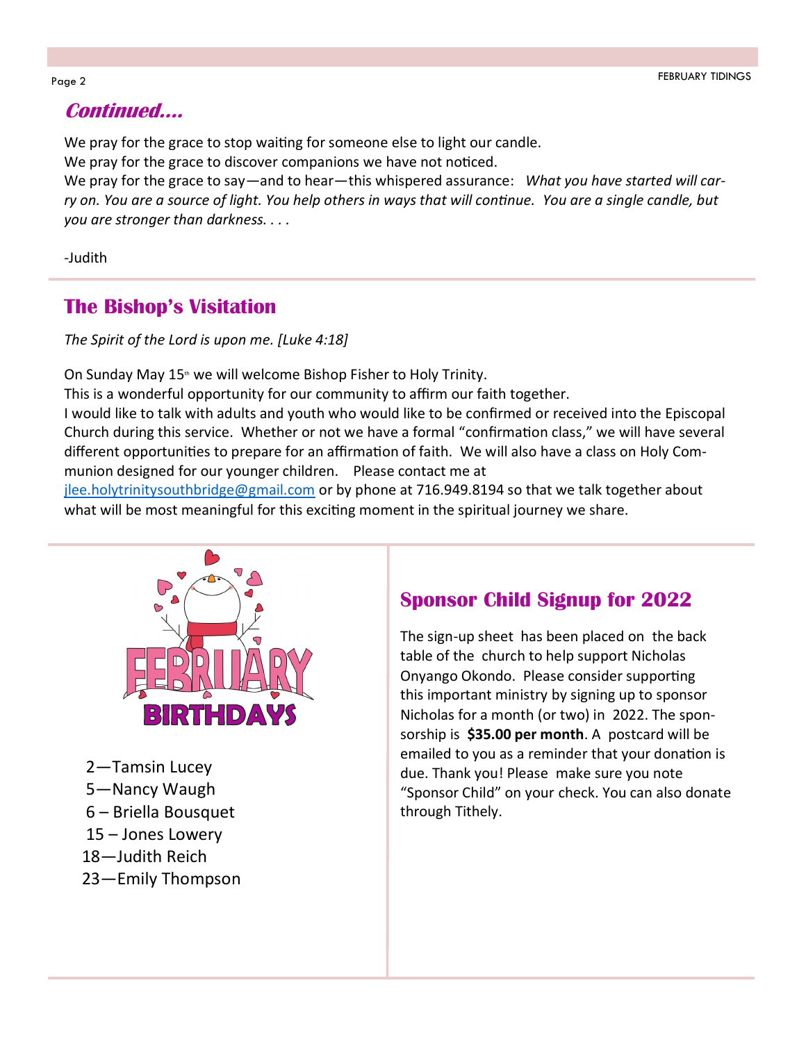## *Continued....*

We pray for the grace to stop waiting for someone else to light our candle.
We pray for the grace to discover companions we have not noticed.
We pray for the grace to say—and to hear—this whispered assurance: *What you have started will carry on. You are a source of light. You help others in ways that will continue. You are a single candle, but you are stronger than darkness. . . .*

-Judith

## The Bishop's Visitation

*The Spirit of the Lord is upon me. [Luke 4:18]*

On Sunday May 15th we will welcome Bishop Fisher to Holy Trinity.
This is a wonderful opportunity for our community to affirm our faith together.
I would like to talk with adults and youth who would like to be confirmed or received into the Episcopal Church during this service. Whether or not we have a formal "confirmation class," we will have several different opportunities to prepare for an affirmation of faith. We will also have a class on Holy Communion designed for our younger children. Please contact me at jlee.holytrinitysouthbridge@gmail.com or by phone at 716.949.8194 so that we talk together about what will be most meaningful for this exciting moment in the spiritual journey we share.

## FEBRUARY BIRTHDAYS

2—Tamsin Lucey
5—Nancy Waugh
6 – Briella Bousquet
15 – Jones Lowery
18—Judith Reich
23—Emily Thompson

## Sponsor Child Signup for 2022

The sign-up sheet has been placed on the back table of the church to help support Nicholas Onyango Okondo. Please consider supporting this important ministry by signing up to sponsor Nicholas for a month (or two) in 2022. The sponsorship is **$35.00 per month**. A postcard will be emailed to you as a reminder that your donation is due. Thank you! Please make sure you note "Sponsor Child" on your check. You can also donate through Tithely.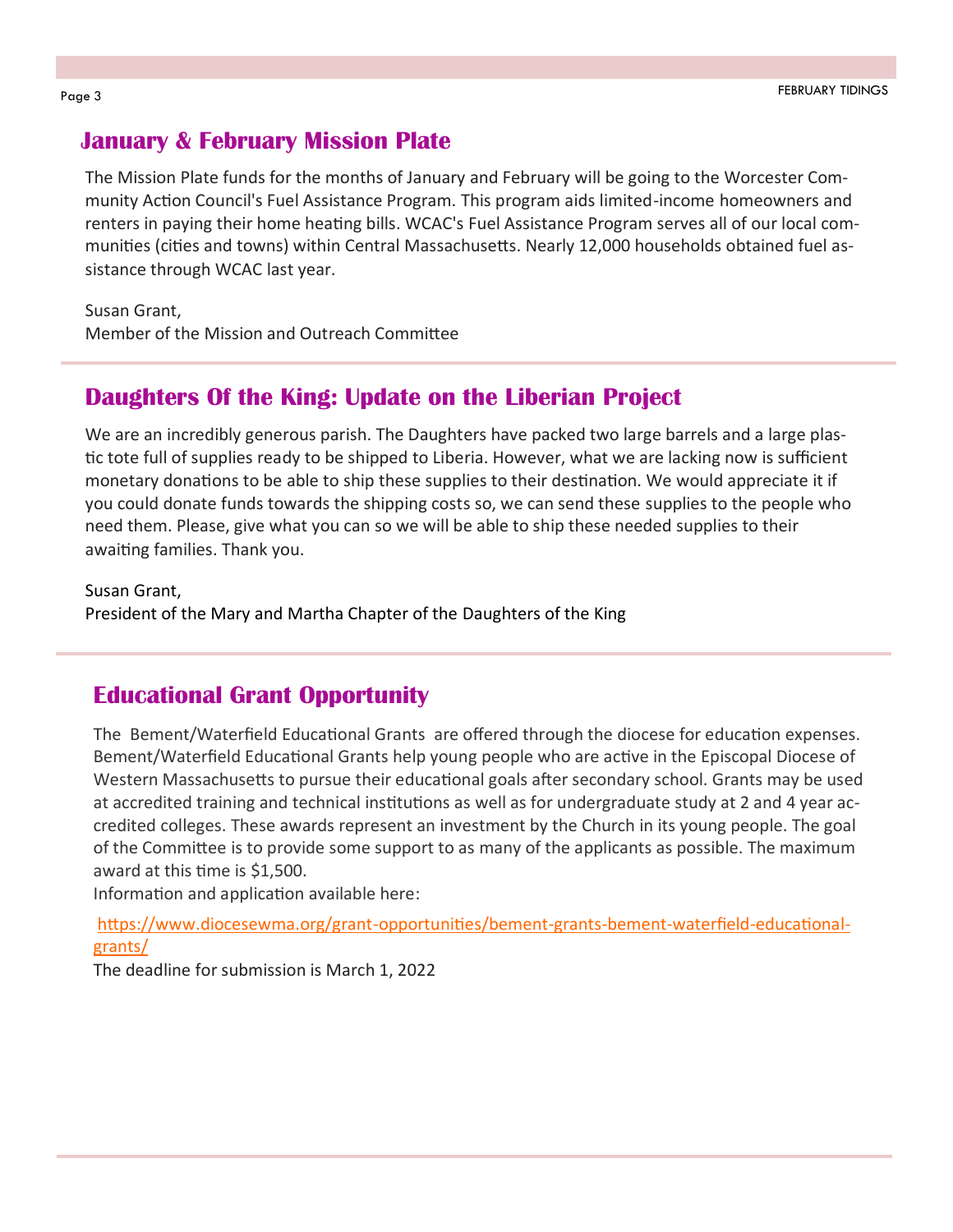## January & February Mission Plate

The Mission Plate funds for the months of January and February will be going to the Worcester Community Action Council's Fuel Assistance Program. This program aids limited-income homeowners and renters in paying their home heating bills. WCAC's Fuel Assistance Program serves all of our local communities (cities and towns) within Central Massachusetts. Nearly 12,000 households obtained fuel assistance through WCAC last year.

Susan Grant,
Member of the Mission and Outreach Committee

## Daughters Of the King: Update on the Liberian Project

We are an incredibly generous parish. The Daughters have packed two large barrels and a large plastic tote full of supplies ready to be shipped to Liberia. However, what we are lacking now is sufficient monetary donations to be able to ship these supplies to their destination. We would appreciate it if you could donate funds towards the shipping costs so, we can send these supplies to the people who need them. Please, give what you can so we will be able to ship these needed supplies to their awaiting families. Thank you.

Susan Grant,
President of the Mary and Martha Chapter of the Daughters of the King

## Educational Grant Opportunity

The Bement/Waterfield Educational Grants are offered through the diocese for education expenses. Bement/Waterfield Educational Grants help young people who are active in the Episcopal Diocese of Western Massachusetts to pursue their educational goals after secondary school. Grants may be used at accredited training and technical institutions as well as for undergraduate study at 2 and 4 year accredited colleges. These awards represent an investment by the Church in its young people. The goal of the Committee is to provide some support to as many of the applicants as possible. The maximum award at this time is $1,500.
Information and application available here:

https://www.diocesewma.org/grant-opportunities/bement-grants-bement-waterfield-educational-grants/

The deadline for submission is March 1, 2022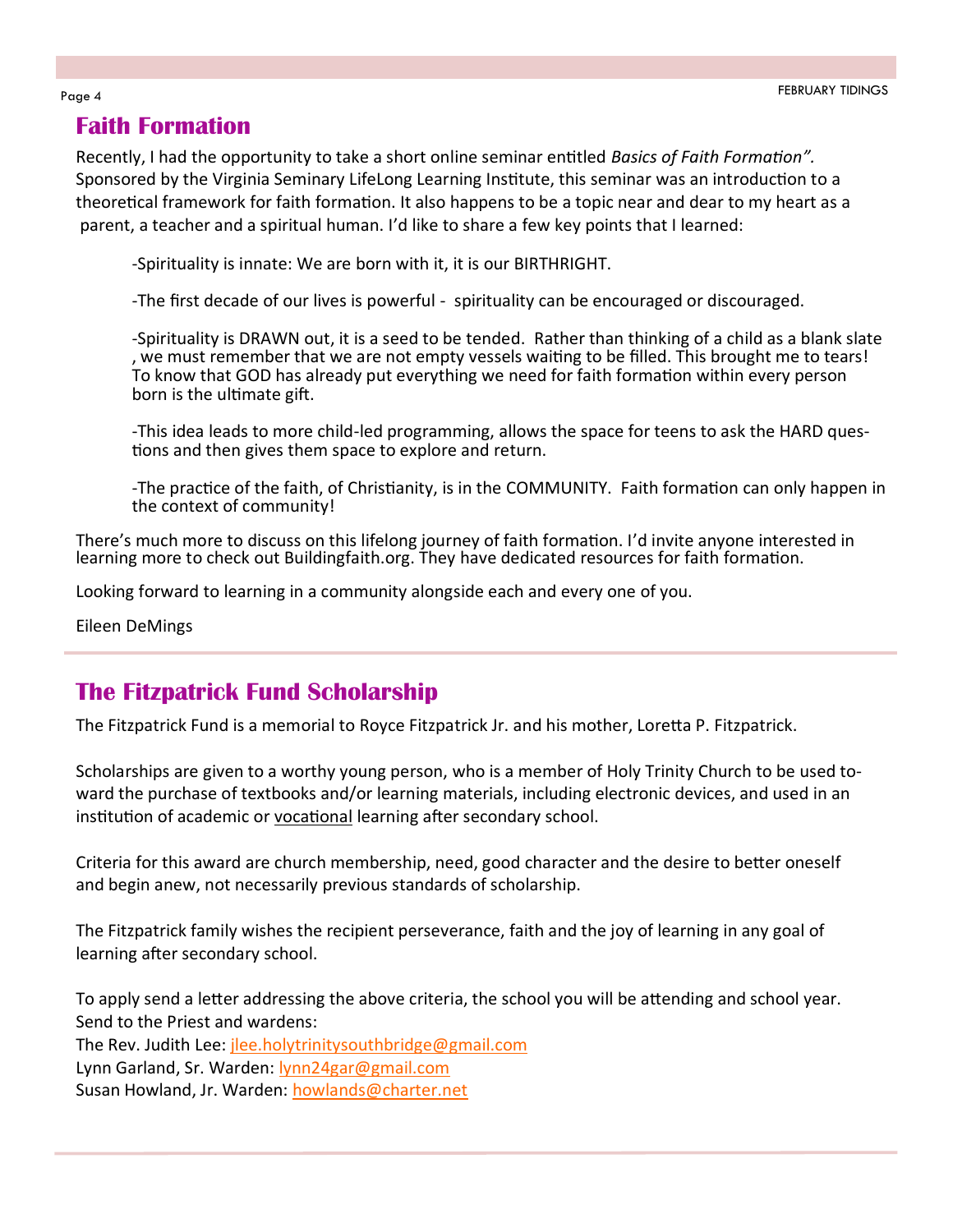## Faith Formation

Recently, I had the opportunity to take a short online seminar entitled *Basics of Faith Formation".* Sponsored by the Virginia Seminary LifeLong Learning Institute, this seminar was an introduction to a theoretical framework for faith formation. It also happens to be a topic near and dear to my heart as a parent, a teacher and a spiritual human. I'd like to share a few key points that I learned:

-Spirituality is innate: We are born with it, it is our BIRTHRIGHT.

-The first decade of our lives is powerful - spirituality can be encouraged or discouraged.

-Spirituality is DRAWN out, it is a seed to be tended. Rather than thinking of a child as a blank slate , we must remember that we are not empty vessels waiting to be filled. This brought me to tears! To know that GOD has already put everything we need for faith formation within every person born is the ultimate gift.

-This idea leads to more child-led programming, allows the space for teens to ask the HARD questions and then gives them space to explore and return.

-The practice of the faith, of Christianity, is in the COMMUNITY. Faith formation can only happen in the context of community!

There's much more to discuss on this lifelong journey of faith formation. I'd invite anyone interested in learning more to check out Buildingfaith.org. They have dedicated resources for faith formation.

Looking forward to learning in a community alongside each and every one of you.

Eileen DeMings

## The Fitzpatrick Fund Scholarship

The Fitzpatrick Fund is a memorial to Royce Fitzpatrick Jr. and his mother, Loretta P. Fitzpatrick.

Scholarships are given to a worthy young person, who is a member of Holy Trinity Church to be used toward the purchase of textbooks and/or learning materials, including electronic devices, and used in an institution of academic or vocational learning after secondary school.

Criteria for this award are church membership, need, good character and the desire to better oneself and begin anew, not necessarily previous standards of scholarship.

The Fitzpatrick family wishes the recipient perseverance, faith and the joy of learning in any goal of learning after secondary school.

To apply send a letter addressing the above criteria, the school you will be attending and school year.
Send to the Priest and wardens:
The Rev. Judith Lee: jlee.holytrinitysouthbridge@gmail.com
Lynn Garland, Sr. Warden: lynn24gar@gmail.com
Susan Howland, Jr. Warden: howlands@charter.net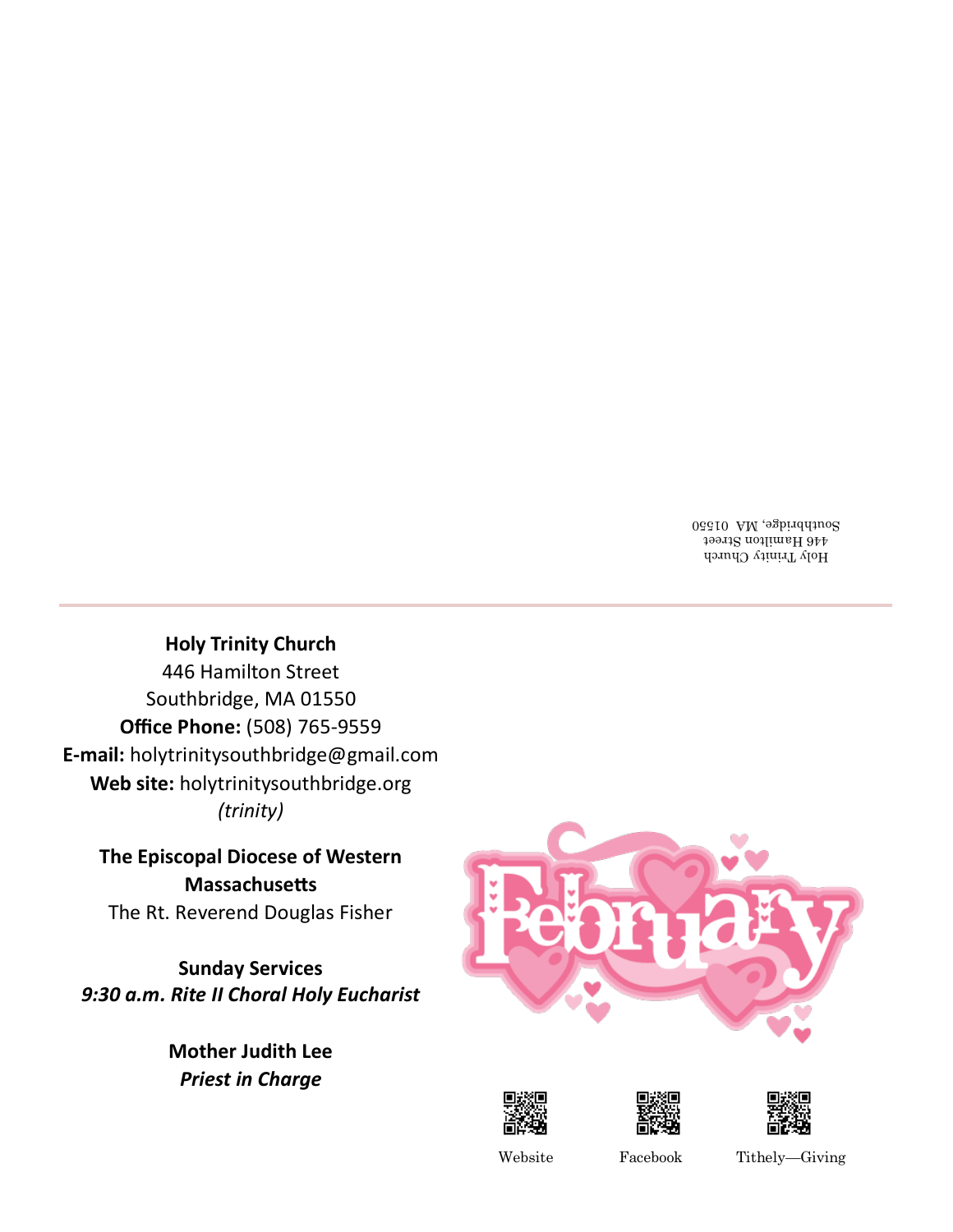Holy Trinity Church
446 Hamilton Street
Southbridge, MA 01550

---

**Holy Trinity Church**
446 Hamilton Street
Southbridge, MA 01550
**Office Phone:** (508) 765-9559
**E-mail:** holytrinitysouthbridge@gmail.com
**Web site:** holytrinitysouthbridge.org
*(trinity)*

**The Episcopal Diocese of Western Massachusetts**
The Rt. Reverend Douglas Fisher

**Sunday Services**
***9:30 a.m. Rite II Choral Holy Eucharist***

**Mother Judith Lee**
***Priest in Charge***

February

Website

Facebook

Tithely—Giving